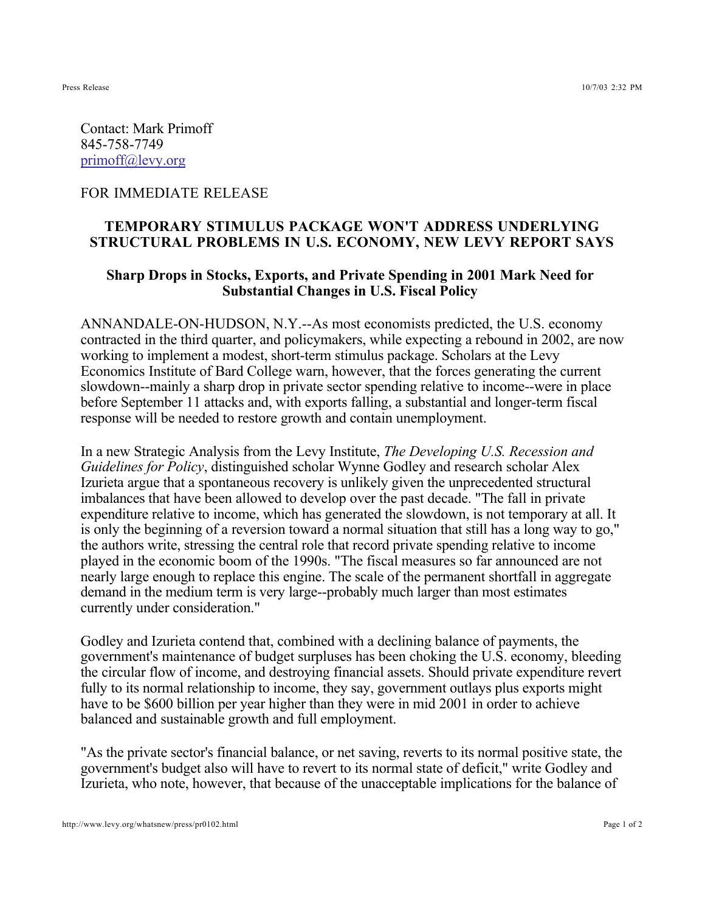Contact: Mark Primoff
845-758-7749
primoff@levy.org

FOR IMMEDIATE RELEASE

## TEMPORARY STIMULUS PACKAGE WON'T ADDRESS UNDERLYING STRUCTURAL PROBLEMS IN U.S. ECONOMY, NEW LEVY REPORT SAYS

### Sharp Drops in Stocks, Exports, and Private Spending in 2001 Mark Need for Substantial Changes in U.S. Fiscal Policy

ANNANDALE-ON-HUDSON, N.Y.--As most economists predicted, the U.S. economy contracted in the third quarter, and policymakers, while expecting a rebound in 2002, are now working to implement a modest, short-term stimulus package. Scholars at the Levy Economics Institute of Bard College warn, however, that the forces generating the current slowdown--mainly a sharp drop in private sector spending relative to income--were in place before September 11 attacks and, with exports falling, a substantial and longer-term fiscal response will be needed to restore growth and contain unemployment.

In a new Strategic Analysis from the Levy Institute, *The Developing U.S. Recession and Guidelines for Policy*, distinguished scholar Wynne Godley and research scholar Alex Izurieta argue that a spontaneous recovery is unlikely given the unprecedented structural imbalances that have been allowed to develop over the past decade. "The fall in private expenditure relative to income, which has generated the slowdown, is not temporary at all. It is only the beginning of a reversion toward a normal situation that still has a long way to go," the authors write, stressing the central role that record private spending relative to income played in the economic boom of the 1990s. "The fiscal measures so far announced are not nearly large enough to replace this engine. The scale of the permanent shortfall in aggregate demand in the medium term is very large--probably much larger than most estimates currently under consideration."

Godley and Izurieta contend that, combined with a declining balance of payments, the government's maintenance of budget surpluses has been choking the U.S. economy, bleeding the circular flow of income, and destroying financial assets. Should private expenditure revert fully to its normal relationship to income, they say, government outlays plus exports might have to be $600 billion per year higher than they were in mid 2001 in order to achieve balanced and sustainable growth and full employment.

"As the private sector's financial balance, or net saving, reverts to its normal positive state, the government's budget also will have to revert to its normal state of deficit," write Godley and Izurieta, who note, however, that because of the unacceptable implications for the balance of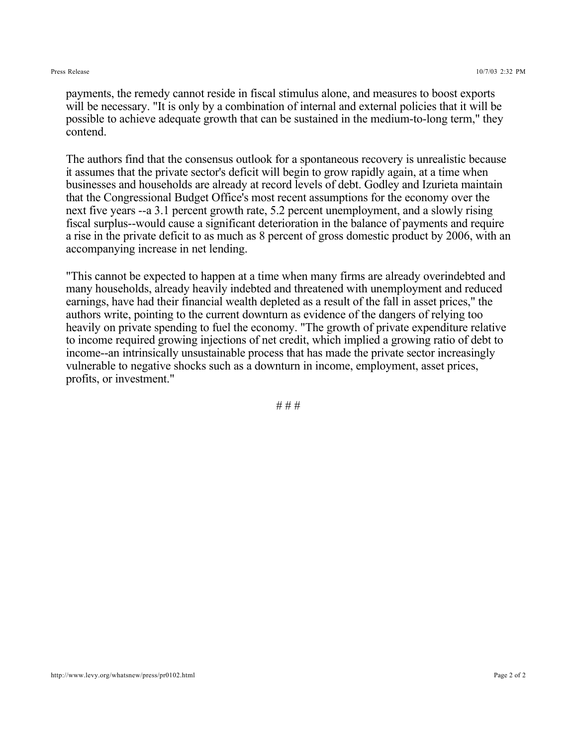payments, the remedy cannot reside in fiscal stimulus alone, and measures to boost exports will be necessary. "It is only by a combination of internal and external policies that it will be possible to achieve adequate growth that can be sustained in the medium-to-long term," they contend.

The authors find that the consensus outlook for a spontaneous recovery is unrealistic because it assumes that the private sector's deficit will begin to grow rapidly again, at a time when businesses and households are already at record levels of debt. Godley and Izurieta maintain that the Congressional Budget Office's most recent assumptions for the economy over the next five years --a 3.1 percent growth rate, 5.2 percent unemployment, and a slowly rising fiscal surplus--would cause a significant deterioration in the balance of payments and require a rise in the private deficit to as much as 8 percent of gross domestic product by 2006, with an accompanying increase in net lending.

"This cannot be expected to happen at a time when many firms are already overindebted and many households, already heavily indebted and threatened with unemployment and reduced earnings, have had their financial wealth depleted as a result of the fall in asset prices," the authors write, pointing to the current downturn as evidence of the dangers of relying too heavily on private spending to fuel the economy. "The growth of private expenditure relative to income required growing injections of net credit, which implied a growing ratio of debt to income--an intrinsically unsustainable process that has made the private sector increasingly vulnerable to negative shocks such as a downturn in income, employment, asset prices, profits, or investment."

# # #